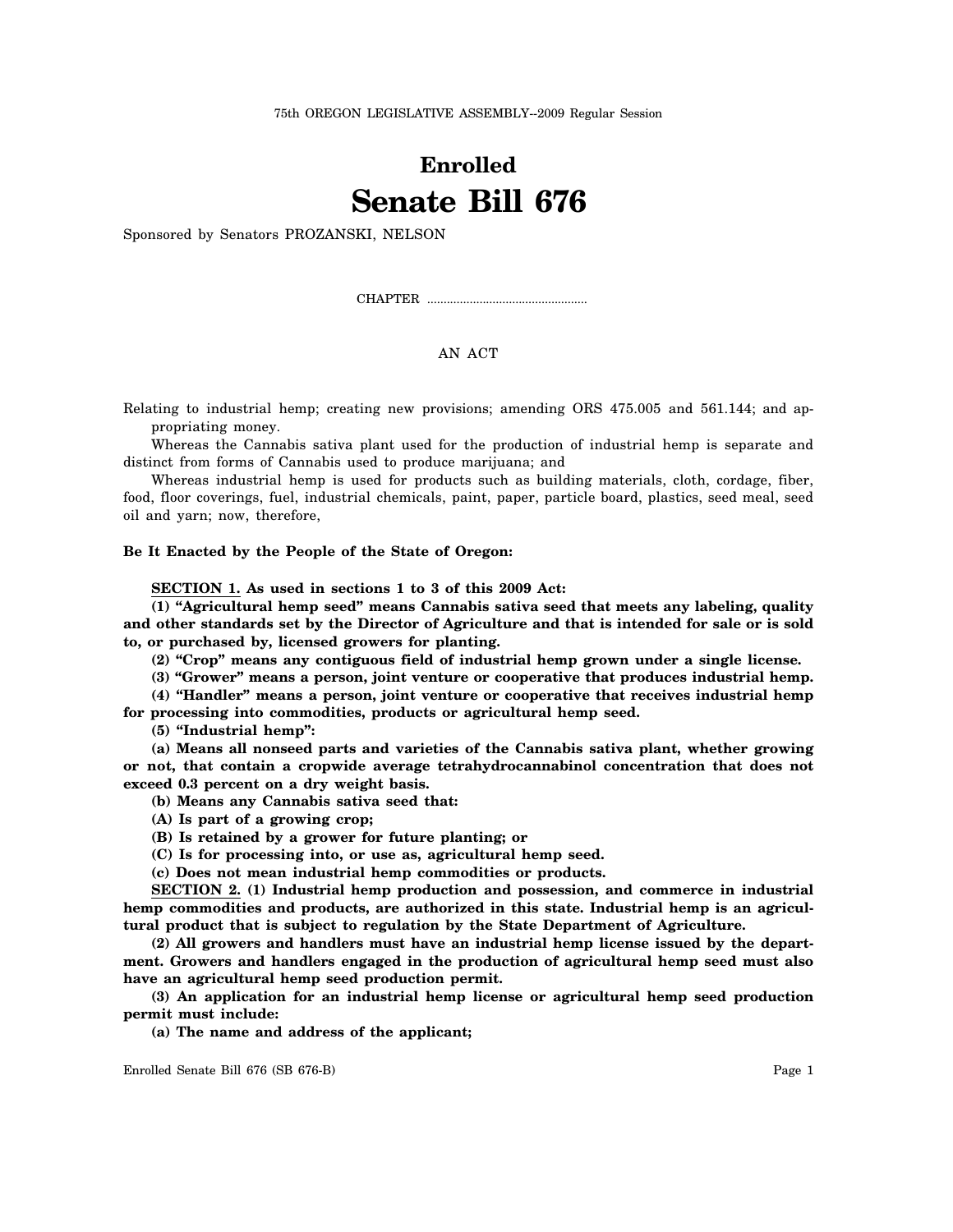75th OREGON LEGISLATIVE ASSEMBLY--2009 Regular Session

# Enrolled

# Senate Bill 676

Sponsored by Senators PROZANSKI, NELSON

CHAPTER ................................................

AN ACT

Relating to industrial hemp; creating new provisions; amending ORS 475.005 and 561.144; and appropriating money.

Whereas the Cannabis sativa plant used for the production of industrial hemp is separate and distinct from forms of Cannabis used to produce marijuana; and

Whereas industrial hemp is used for products such as building materials, cloth, cordage, fiber, food, floor coverings, fuel, industrial chemicals, paint, paper, particle board, plastics, seed meal, seed oil and yarn; now, therefore,

**Be It Enacted by the People of the State of Oregon:**

**SECTION 1. As used in sections 1 to 3 of this 2009 Act:**

**(1) "Agricultural hemp seed" means Cannabis sativa seed that meets any labeling, quality and other standards set by the Director of Agriculture and that is intended for sale or is sold to, or purchased by, licensed growers for planting.**

**(2) "Crop" means any contiguous field of industrial hemp grown under a single license.**

**(3) "Grower" means a person, joint venture or cooperative that produces industrial hemp.**

**(4) "Handler" means a person, joint venture or cooperative that receives industrial hemp for processing into commodities, products or agricultural hemp seed.**

**(5) "Industrial hemp":**

**(a) Means all nonseed parts and varieties of the Cannabis sativa plant, whether growing or not, that contain a cropwide average tetrahydrocannabinol concentration that does not exceed 0.3 percent on a dry weight basis.**

**(b) Means any Cannabis sativa seed that:**

**(A) Is part of a growing crop;**

**(B) Is retained by a grower for future planting; or**

**(C) Is for processing into, or use as, agricultural hemp seed.**

**(c) Does not mean industrial hemp commodities or products.**

**SECTION 2. (1) Industrial hemp production and possession, and commerce in industrial hemp commodities and products, are authorized in this state. Industrial hemp is an agricultural product that is subject to regulation by the State Department of Agriculture.**

**(2) All growers and handlers must have an industrial hemp license issued by the department. Growers and handlers engaged in the production of agricultural hemp seed must also have an agricultural hemp seed production permit.**

**(3) An application for an industrial hemp license or agricultural hemp seed production permit must include:**

**(a) The name and address of the applicant;**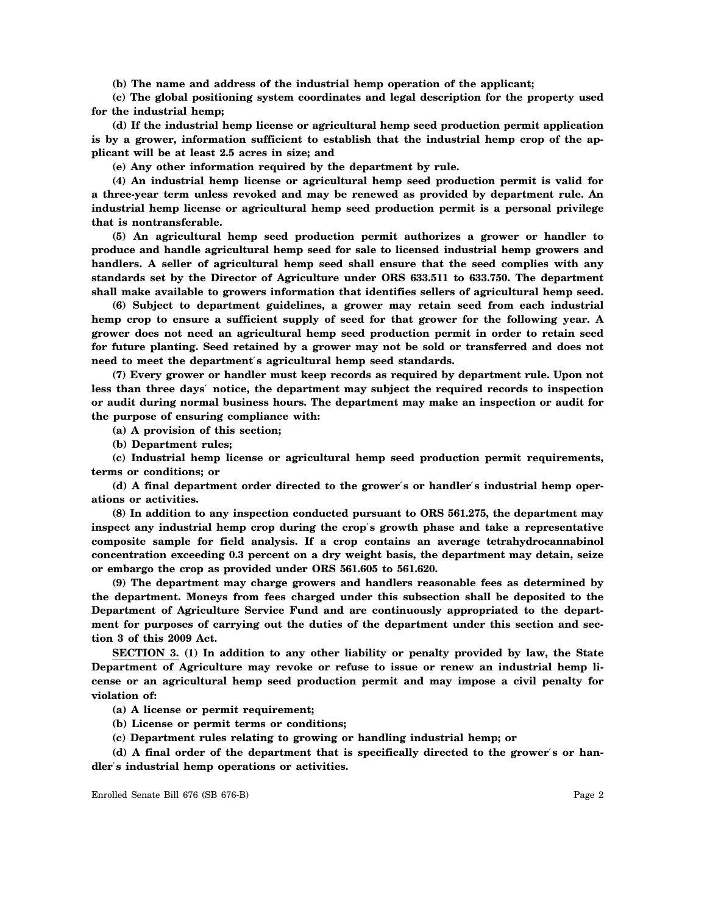**(b) The name and address of the industrial hemp operation of the applicant;**

**(c) The global positioning system coordinates and legal description for the property used for the industrial hemp;**

**(d) If the industrial hemp license or agricultural hemp seed production permit application is by a grower, information sufficient to establish that the industrial hemp crop of the applicant will be at least 2.5 acres in size; and**

**(e) Any other information required by the department by rule.**

**(4) An industrial hemp license or agricultural hemp seed production permit is valid for a three-year term unless revoked and may be renewed as provided by department rule. An industrial hemp license or agricultural hemp seed production permit is a personal privilege that is nontransferable.**

**(5) An agricultural hemp seed production permit authorizes a grower or handler to produce and handle agricultural hemp seed for sale to licensed industrial hemp growers and handlers. A seller of agricultural hemp seed shall ensure that the seed complies with any standards set by the Director of Agriculture under ORS 633.511 to 633.750. The department shall make available to growers information that identifies sellers of agricultural hemp seed.**

**(6) Subject to department guidelines, a grower may retain seed from each industrial hemp crop to ensure a sufficient supply of seed for that grower for the following year. A grower does not need an agricultural hemp seed production permit in order to retain seed for future planting. Seed retained by a grower may not be sold or transferred and does not need to meet the department's agricultural hemp seed standards.**

**(7) Every grower or handler must keep records as required by department rule. Upon not less than three days' notice, the department may subject the required records to inspection or audit during normal business hours. The department may make an inspection or audit for the purpose of ensuring compliance with:**

**(a) A provision of this section;**

**(b) Department rules;**

**(c) Industrial hemp license or agricultural hemp seed production permit requirements, terms or conditions; or**

**(d) A final department order directed to the grower's or handler's industrial hemp operations or activities.**

**(8) In addition to any inspection conducted pursuant to ORS 561.275, the department may inspect any industrial hemp crop during the crop's growth phase and take a representative composite sample for field analysis. If a crop contains an average tetrahydrocannabinol concentration exceeding 0.3 percent on a dry weight basis, the department may detain, seize or embargo the crop as provided under ORS 561.605 to 561.620.**

**(9) The department may charge growers and handlers reasonable fees as determined by the department. Moneys from fees charged under this subsection shall be deposited to the Department of Agriculture Service Fund and are continuously appropriated to the department for purposes of carrying out the duties of the department under this section and section 3 of this 2009 Act.**

**<u>SECTION 3.</u> (1) In addition to any other liability or penalty provided by law, the State Department of Agriculture may revoke or refuse to issue or renew an industrial hemp license or an agricultural hemp seed production permit and may impose a civil penalty for violation of:**

**(a) A license or permit requirement;**

**(b) License or permit terms or conditions;**

**(c) Department rules relating to growing or handling industrial hemp; or**

**(d) A final order of the department that is specifically directed to the grower's or handler's industrial hemp operations or activities.**

Enrolled Senate Bill 676 (SB 676-B)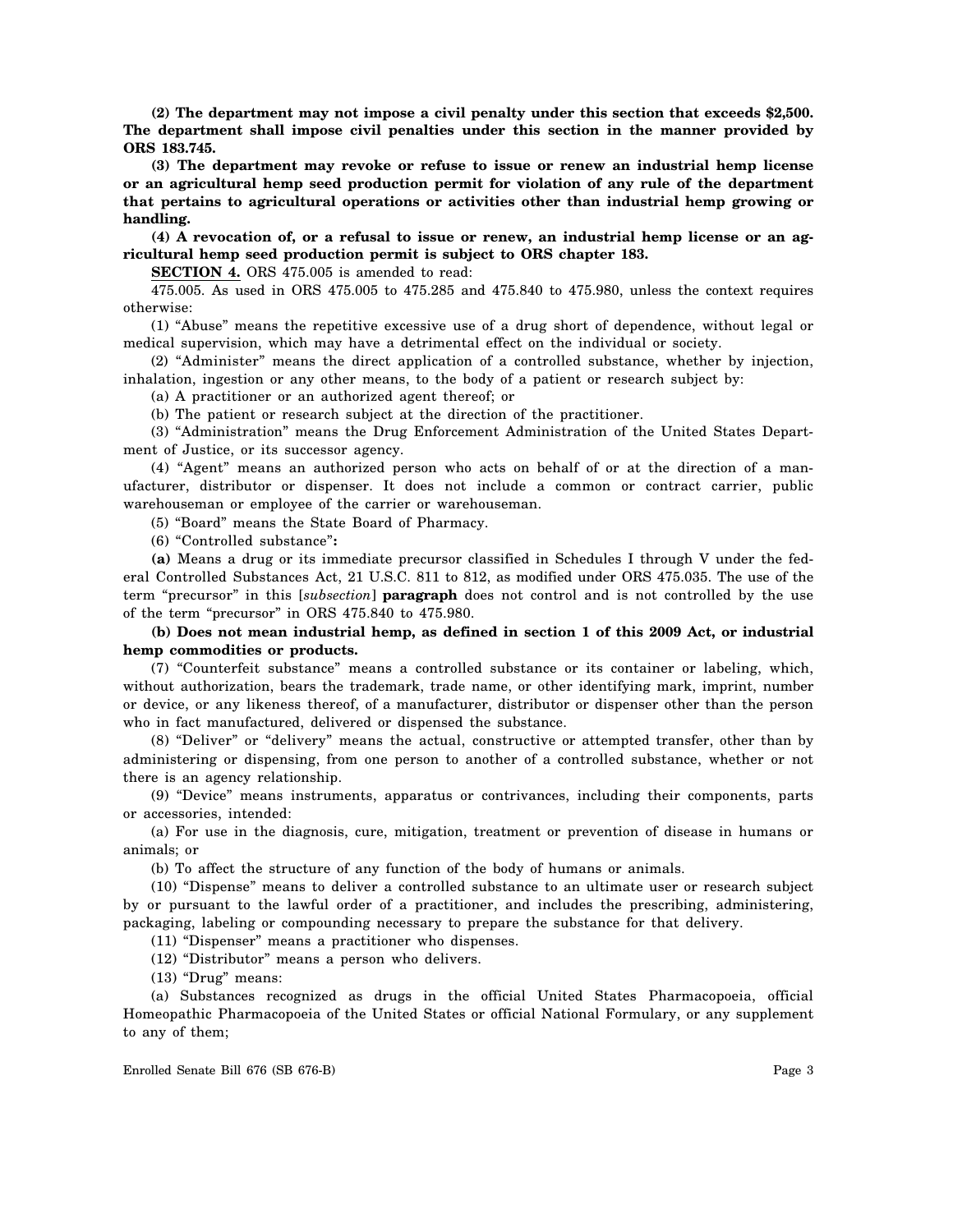**(2) The department may not impose a civil penalty under this section that exceeds $2,500. The department shall impose civil penalties under this section in the manner provided by ORS 183.745.**

**(3) The department may revoke or refuse to issue or renew an industrial hemp license or an agricultural hemp seed production permit for violation of any rule of the department that pertains to agricultural operations or activities other than industrial hemp growing or handling.**

**(4) A revocation of, or a refusal to issue or renew, an industrial hemp license or an agricultural hemp seed production permit is subject to ORS chapter 183.**

**SECTION 4.** ORS 475.005 is amended to read:

475.005. As used in ORS 475.005 to 475.285 and 475.840 to 475.980, unless the context requires otherwise:

(1) "Abuse" means the repetitive excessive use of a drug short of dependence, without legal or medical supervision, which may have a detrimental effect on the individual or society.

(2) "Administer" means the direct application of a controlled substance, whether by injection, inhalation, ingestion or any other means, to the body of a patient or research subject by:

(a) A practitioner or an authorized agent thereof; or

(b) The patient or research subject at the direction of the practitioner.

(3) "Administration" means the Drug Enforcement Administration of the United States Department of Justice, or its successor agency.

(4) "Agent" means an authorized person who acts on behalf of or at the direction of a manufacturer, distributor or dispenser. It does not include a common or contract carrier, public warehouseman or employee of the carrier or warehouseman.

(5) "Board" means the State Board of Pharmacy.

(6) "Controlled substance"**:**

**(a)** Means a drug or its immediate precursor classified in Schedules I through V under the federal Controlled Substances Act, 21 U.S.C. 811 to 812, as modified under ORS 475.035. The use of the term "precursor" in this [*subsection*] **paragraph** does not control and is not controlled by the use of the term "precursor" in ORS 475.840 to 475.980.

**(b) Does not mean industrial hemp, as defined in section 1 of this 2009 Act, or industrial hemp commodities or products.**

(7) "Counterfeit substance" means a controlled substance or its container or labeling, which, without authorization, bears the trademark, trade name, or other identifying mark, imprint, number or device, or any likeness thereof, of a manufacturer, distributor or dispenser other than the person who in fact manufactured, delivered or dispensed the substance.

(8) "Deliver" or "delivery" means the actual, constructive or attempted transfer, other than by administering or dispensing, from one person to another of a controlled substance, whether or not there is an agency relationship.

(9) "Device" means instruments, apparatus or contrivances, including their components, parts or accessories, intended:

(a) For use in the diagnosis, cure, mitigation, treatment or prevention of disease in humans or animals; or

(b) To affect the structure of any function of the body of humans or animals.

(10) "Dispense" means to deliver a controlled substance to an ultimate user or research subject by or pursuant to the lawful order of a practitioner, and includes the prescribing, administering, packaging, labeling or compounding necessary to prepare the substance for that delivery.

(11) "Dispenser" means a practitioner who dispenses.

(12) "Distributor" means a person who delivers.

(13) "Drug" means:

(a) Substances recognized as drugs in the official United States Pharmacopoeia, official Homeopathic Pharmacopoeia of the United States or official National Formulary, or any supplement to any of them;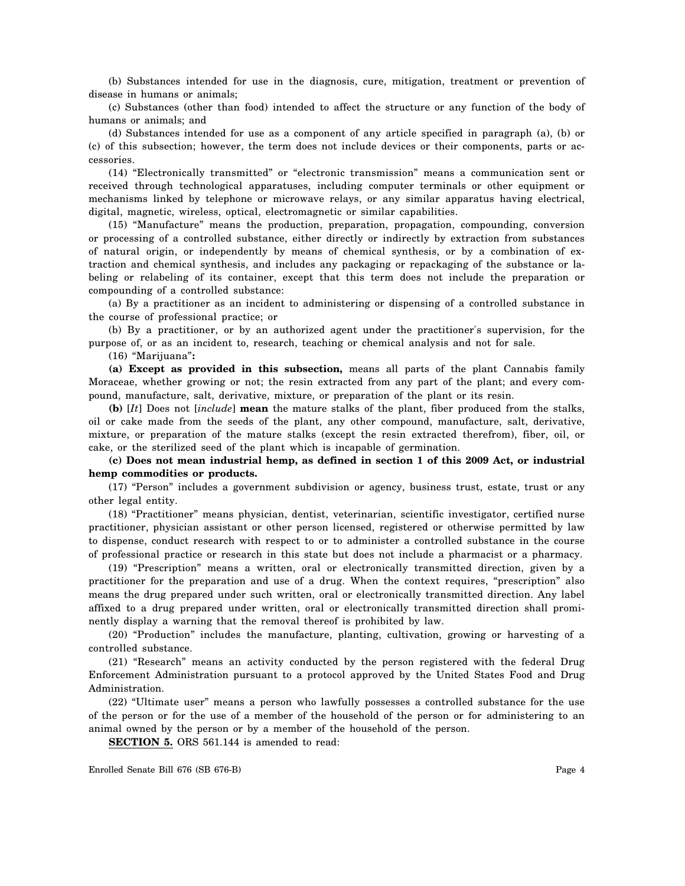(b) Substances intended for use in the diagnosis, cure, mitigation, treatment or prevention of disease in humans or animals;

(c) Substances (other than food) intended to affect the structure or any function of the body of humans or animals; and

(d) Substances intended for use as a component of any article specified in paragraph (a), (b) or (c) of this subsection; however, the term does not include devices or their components, parts or accessories.

(14) "Electronically transmitted" or "electronic transmission" means a communication sent or received through technological apparatuses, including computer terminals or other equipment or mechanisms linked by telephone or microwave relays, or any similar apparatus having electrical, digital, magnetic, wireless, optical, electromagnetic or similar capabilities.

(15) "Manufacture" means the production, preparation, propagation, compounding, conversion or processing of a controlled substance, either directly or indirectly by extraction from substances of natural origin, or independently by means of chemical synthesis, or by a combination of extraction and chemical synthesis, and includes any packaging or repackaging of the substance or labeling or relabeling of its container, except that this term does not include the preparation or compounding of a controlled substance:

(a) By a practitioner as an incident to administering or dispensing of a controlled substance in the course of professional practice; or

(b) By a practitioner, or by an authorized agent under the practitioner's supervision, for the purpose of, or as an incident to, research, teaching or chemical analysis and not for sale.

(16) "Marijuana"**:**

**(a) Except as provided in this subsection,** means all parts of the plant Cannabis family Moraceae, whether growing or not; the resin extracted from any part of the plant; and every compound, manufacture, salt, derivative, mixture, or preparation of the plant or its resin.

**(b)** [*It*] Does not [*include*] **mean** the mature stalks of the plant, fiber produced from the stalks, oil or cake made from the seeds of the plant, any other compound, manufacture, salt, derivative, mixture, or preparation of the mature stalks (except the resin extracted therefrom), fiber, oil, or cake, or the sterilized seed of the plant which is incapable of germination.

**(c) Does not mean industrial hemp, as defined in section 1 of this 2009 Act, or industrial hemp commodities or products.**

(17) "Person" includes a government subdivision or agency, business trust, estate, trust or any other legal entity.

(18) "Practitioner" means physician, dentist, veterinarian, scientific investigator, certified nurse practitioner, physician assistant or other person licensed, registered or otherwise permitted by law to dispense, conduct research with respect to or to administer a controlled substance in the course of professional practice or research in this state but does not include a pharmacist or a pharmacy.

(19) "Prescription" means a written, oral or electronically transmitted direction, given by a practitioner for the preparation and use of a drug. When the context requires, "prescription" also means the drug prepared under such written, oral or electronically transmitted direction. Any label affixed to a drug prepared under written, oral or electronically transmitted direction shall prominently display a warning that the removal thereof is prohibited by law.

(20) "Production" includes the manufacture, planting, cultivation, growing or harvesting of a controlled substance.

(21) "Research" means an activity conducted by the person registered with the federal Drug Enforcement Administration pursuant to a protocol approved by the United States Food and Drug Administration.

(22) "Ultimate user" means a person who lawfully possesses a controlled substance for the use of the person or for the use of a member of the household of the person or for administering to an animal owned by the person or by a member of the household of the person.

**SECTION 5.** ORS 561.144 is amended to read: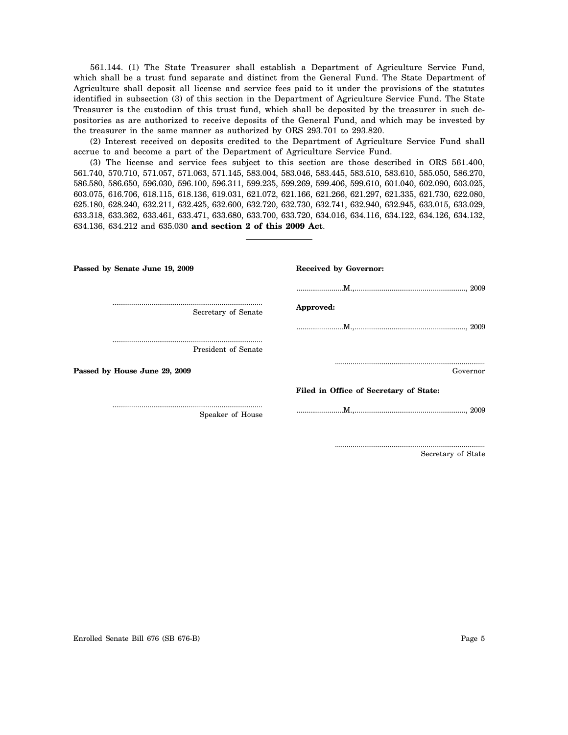561.144. (1) The State Treasurer shall establish a Department of Agriculture Service Fund, which shall be a trust fund separate and distinct from the General Fund. The State Department of Agriculture shall deposit all license and service fees paid to it under the provisions of the statutes identified in subsection (3) of this section in the Department of Agriculture Service Fund. The State Treasurer is the custodian of this trust fund, which shall be deposited by the treasurer in such depositories as are authorized to receive deposits of the General Fund, and which may be invested by the treasurer in the same manner as authorized by ORS 293.701 to 293.820.

(2) Interest received on deposits credited to the Department of Agriculture Service Fund shall accrue to and become a part of the Department of Agriculture Service Fund.

(3) The license and service fees subject to this section are those described in ORS 561.400, 561.740, 570.710, 571.057, 571.063, 571.145, 583.004, 583.046, 583.445, 583.510, 583.610, 585.050, 586.270, 586.580, 586.650, 596.030, 596.100, 596.311, 599.235, 599.269, 599.406, 599.610, 601.040, 602.090, 603.025, 603.075, 616.706, 618.115, 618.136, 619.031, 621.072, 621.166, 621.266, 621.297, 621.335, 621.730, 622.080, 625.180, 628.240, 632.211, 632.425, 632.600, 632.720, 632.730, 632.741, 632.940, 632.945, 633.015, 633.029, 633.318, 633.362, 633.461, 633.471, 633.680, 633.700, 633.720, 634.016, 634.116, 634.122, 634.126, 634.132, 634.136, 634.212 and 635.030 **and section 2 of this 2009 Act**.

---

**Passed by Senate June 19, 2009**

..........................................................................
Secretary of Senate

..........................................................................
President of Senate

**Passed by House June 29, 2009**

..........................................................................
Speaker of House

**Received by Governor:**

......................M.,......................................................, 2009

**Approved:**

......................M.,......................................................, 2009

..........................................................................
Governor

**Filed in Office of Secretary of State:**

......................M.,......................................................, 2009

..........................................................................
Secretary of State

Enrolled Senate Bill 676 (SB 676-B)